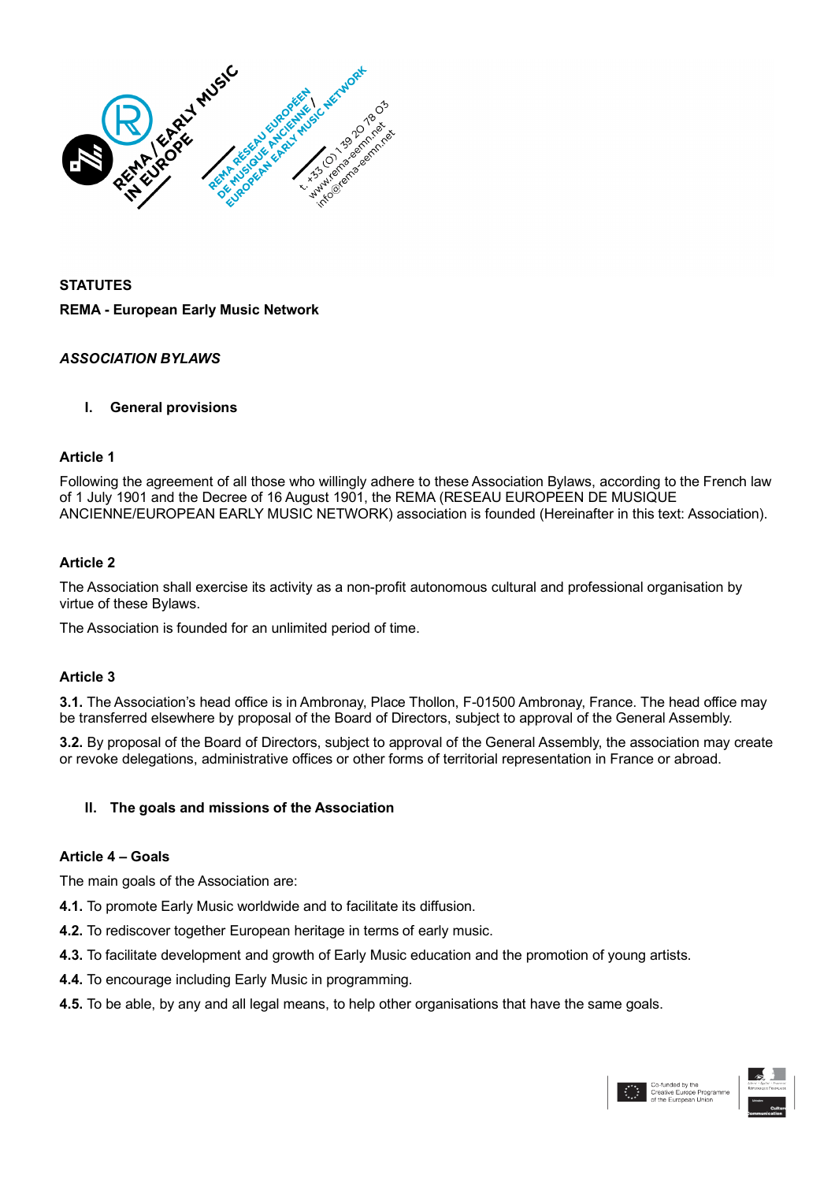**STATUTES**

**REMA - European Early Music Network**

***ASSOCIATION BYLAWS***

## I. General provisions

### Article 1

Following the agreement of all those who willingly adhere to these Association Bylaws, according to the French law of 1 July 1901 and the Decree of 16 August 1901, the REMA (RESEAU EUROPEEN DE MUSIQUE ANCIENNE/EUROPEAN EARLY MUSIC NETWORK) association is founded (Hereinafter in this text: Association).

### Article 2

The Association shall exercise its activity as a non-profit autonomous cultural and professional organisation by virtue of these Bylaws.

The Association is founded for an unlimited period of time.

### Article 3

**3.1.** The Association's head office is in Ambronay, Place Thollon, F-01500 Ambronay, France. The head office may be transferred elsewhere by proposal of the Board of Directors, subject to approval of the General Assembly.

**3.2.** By proposal of the Board of Directors, subject to approval of the General Assembly, the association may create or revoke delegations, administrative offices or other forms of territorial representation in France or abroad.

## II. The goals and missions of the Association

### Article 4 – Goals

The main goals of the Association are:

**4.1.** To promote Early Music worldwide and to facilitate its diffusion.

**4.2.** To rediscover together European heritage in terms of early music.

**4.3.** To facilitate development and growth of Early Music education and the promotion of young artists.

**4.4.** To encourage including Early Music in programming.

**4.5.** To be able, by any and all legal means, to help other organisations that have the same goals.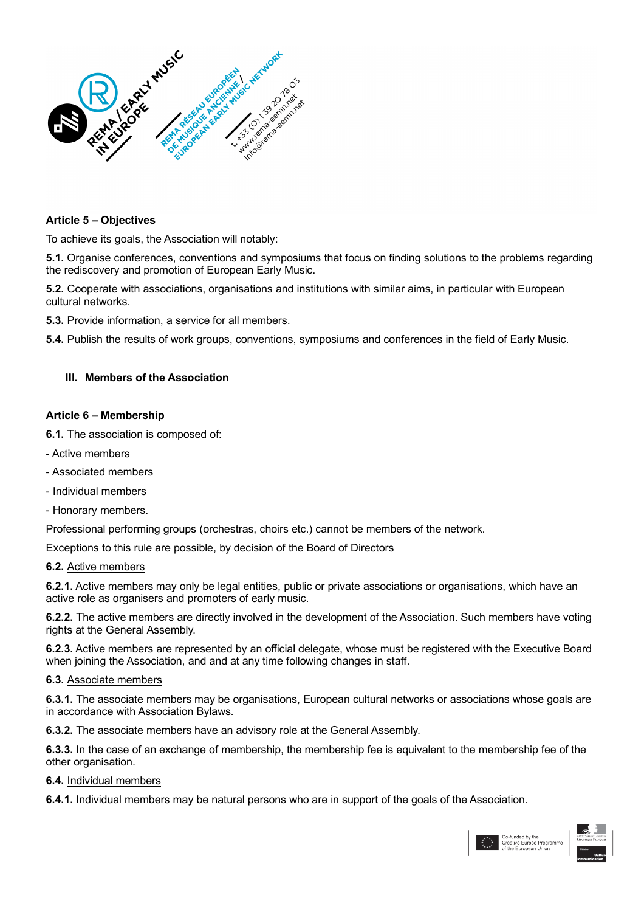### Article 5 – Objectives

To achieve its goals, the Association will notably:

**5.1.** Organise conferences, conventions and symposiums that focus on finding solutions to the problems regarding the rediscovery and promotion of European Early Music.

**5.2.** Cooperate with associations, organisations and institutions with similar aims, in particular with European cultural networks.

**5.3.** Provide information, a service for all members.

**5.4.** Publish the results of work groups, conventions, symposiums and conferences in the field of Early Music.

## III. Members of the Association

### Article 6 – Membership

**6.1.** The association is composed of:

- Active members
- Associated members
- Individual members
- Honorary members.

Professional performing groups (orchestras, choirs etc.) cannot be members of the network.

Exceptions to this rule are possible, by decision of the Board of Directors

**6.2.** Active members

**6.2.1.** Active members may only be legal entities, public or private associations or organisations, which have an active role as organisers and promoters of early music.

**6.2.2.** The active members are directly involved in the development of the Association. Such members have voting rights at the General Assembly.

**6.2.3.** Active members are represented by an official delegate, whose must be registered with the Executive Board when joining the Association, and and at any time following changes in staff.

**6.3.** Associate members

**6.3.1.** The associate members may be organisations, European cultural networks or associations whose goals are in accordance with Association Bylaws.

**6.3.2.** The associate members have an advisory role at the General Assembly.

**6.3.3.** In the case of an exchange of membership, the membership fee is equivalent to the membership fee of the other organisation.

**6.4.** Individual members

**6.4.1.** Individual members may be natural persons who are in support of the goals of the Association.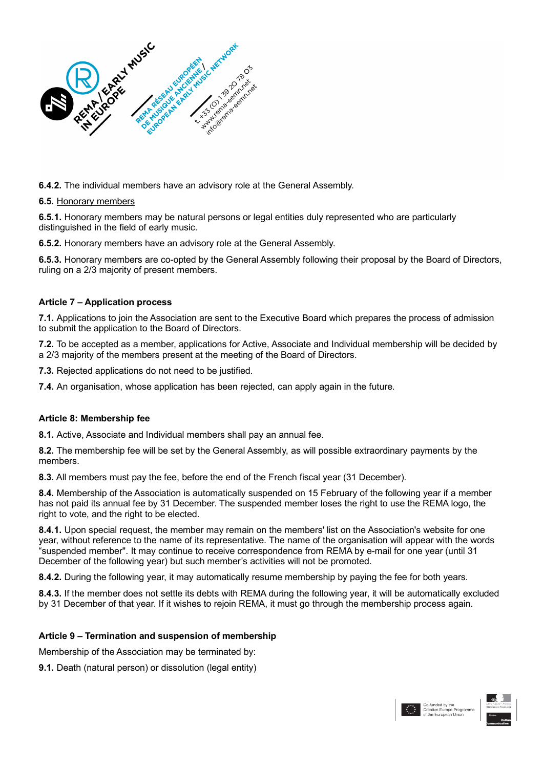**6.4.2.** The individual members have an advisory role at the General Assembly.

**6.5.** Honorary members

**6.5.1.** Honorary members may be natural persons or legal entities duly represented who are particularly distinguished in the field of early music.

**6.5.2.** Honorary members have an advisory role at the General Assembly.

**6.5.3.** Honorary members are co-opted by the General Assembly following their proposal by the Board of Directors, ruling on a 2/3 majority of present members.

**Article 7 – Application process**

**7.1.** Applications to join the Association are sent to the Executive Board which prepares the process of admission to submit the application to the Board of Directors.

**7.2.** To be accepted as a member, applications for Active, Associate and Individual membership will be decided by a 2/3 majority of the members present at the meeting of the Board of Directors.

**7.3.** Rejected applications do not need to be justified.

**7.4.** An organisation, whose application has been rejected, can apply again in the future.

**Article 8: Membership fee**

**8.1.** Active, Associate and Individual members shall pay an annual fee.

**8.2.** The membership fee will be set by the General Assembly, as will possible extraordinary payments by the members.

**8.3.** All members must pay the fee, before the end of the French fiscal year (31 December).

**8.4.** Membership of the Association is automatically suspended on 15 February of the following year if a member has not paid its annual fee by 31 December. The suspended member loses the right to use the REMA logo, the right to vote, and the right to be elected.

**8.4.1.** Upon special request, the member may remain on the members' list on the Association's website for one year, without reference to the name of its representative. The name of the organisation will appear with the words "suspended member". It may continue to receive correspondence from REMA by e-mail for one year (until 31 December of the following year) but such member's activities will not be promoted.

**8.4.2.** During the following year, it may automatically resume membership by paying the fee for both years.

**8.4.3.** If the member does not settle its debts with REMA during the following year, it will be automatically excluded by 31 December of that year. If it wishes to rejoin REMA, it must go through the membership process again.

**Article 9 – Termination and suspension of membership**

Membership of the Association may be terminated by:

**9.1.** Death (natural person) or dissolution (legal entity)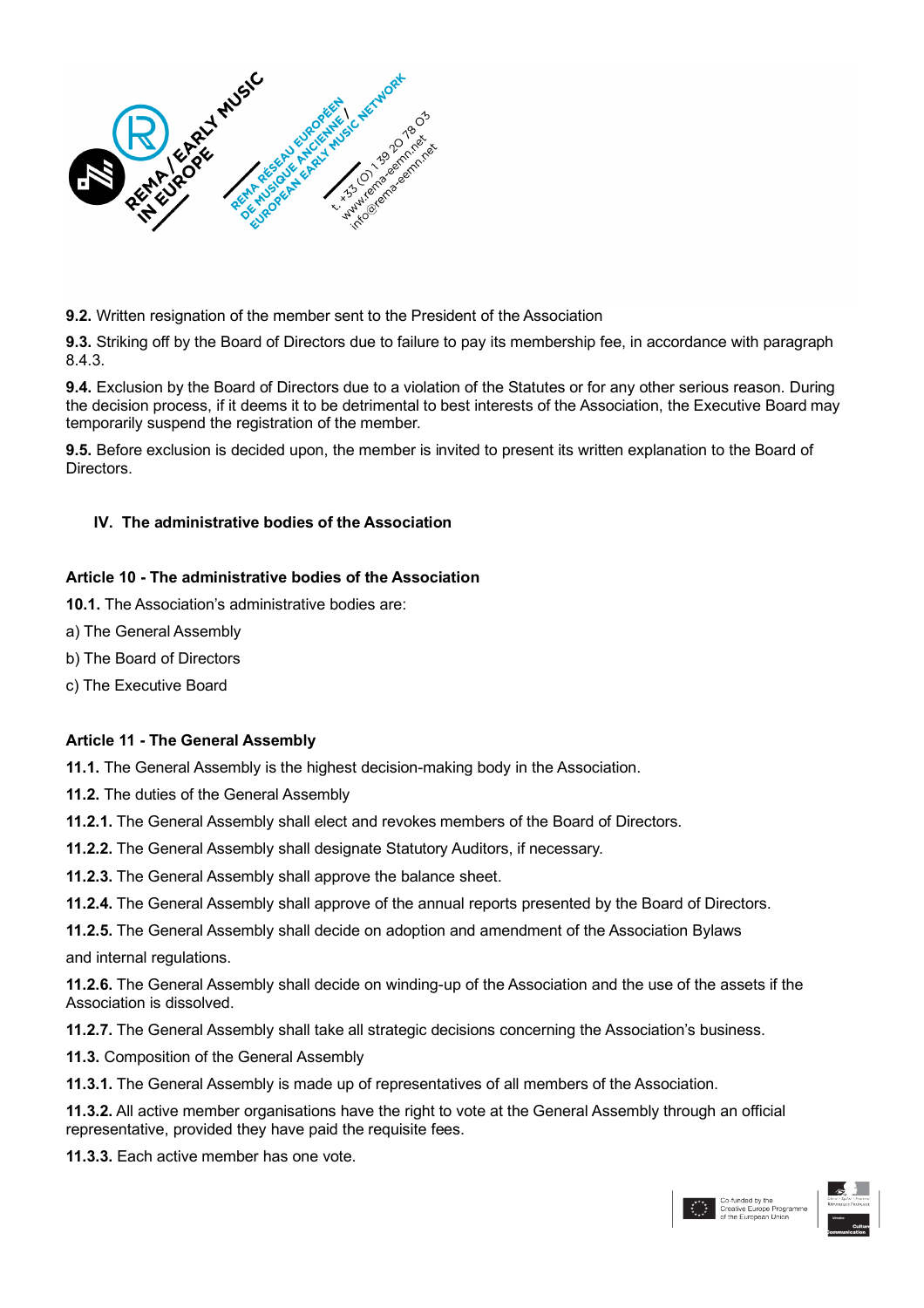**9.2.** Written resignation of the member sent to the President of the Association

**9.3.** Striking off by the Board of Directors due to failure to pay its membership fee, in accordance with paragraph 8.4.3.

**9.4.** Exclusion by the Board of Directors due to a violation of the Statutes or for any other serious reason. During the decision process, if it deems it to be detrimental to best interests of the Association, the Executive Board may temporarily suspend the registration of the member.

**9.5.** Before exclusion is decided upon, the member is invited to present its written explanation to the Board of Directors.

## IV. The administrative bodies of the Association

### Article 10 - The administrative bodies of the Association

**10.1.** The Association's administrative bodies are:

a) The General Assembly

b) The Board of Directors

c) The Executive Board

### Article 11 - The General Assembly

**11.1.** The General Assembly is the highest decision-making body in the Association.

**11.2.** The duties of the General Assembly

**11.2.1.** The General Assembly shall elect and revokes members of the Board of Directors.

**11.2.2.** The General Assembly shall designate Statutory Auditors, if necessary.

**11.2.3.** The General Assembly shall approve the balance sheet.

**11.2.4.** The General Assembly shall approve of the annual reports presented by the Board of Directors.

**11.2.5.** The General Assembly shall decide on adoption and amendment of the Association Bylaws and internal regulations.

**11.2.6.** The General Assembly shall decide on winding-up of the Association and the use of the assets if the Association is dissolved.

**11.2.7.** The General Assembly shall take all strategic decisions concerning the Association's business.

**11.3.** Composition of the General Assembly

**11.3.1.** The General Assembly is made up of representatives of all members of the Association.

**11.3.2.** All active member organisations have the right to vote at the General Assembly through an official representative, provided they have paid the requisite fees.

**11.3.3.** Each active member has one vote.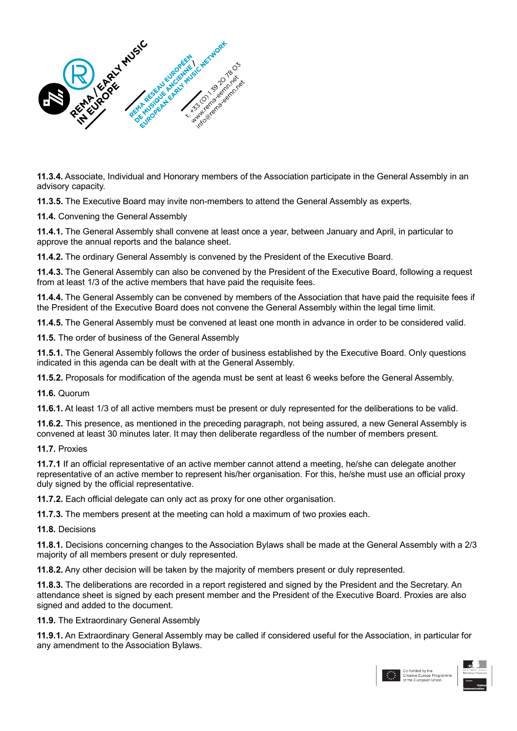**11.3.4.** Associate, Individual and Honorary members of the Association participate in the General Assembly in an advisory capacity.

**11.3.5.** The Executive Board may invite non-members to attend the General Assembly as experts.

**11.4.** Convening the General Assembly

**11.4.1.** The General Assembly shall convene at least once a year, between January and April, in particular to approve the annual reports and the balance sheet.

**11.4.2.** The ordinary General Assembly is convened by the President of the Executive Board.

**11.4.3.** The General Assembly can also be convened by the President of the Executive Board, following a request from at least 1/3 of the active members that have paid the requisite fees.

**11.4.4.** The General Assembly can be convened by members of the Association that have paid the requisite fees if the President of the Executive Board does not convene the General Assembly within the legal time limit.

**11.4.5.** The General Assembly must be convened at least one month in advance in order to be considered valid.

**11.5.** The order of business of the General Assembly

**11.5.1.** The General Assembly follows the order of business established by the Executive Board. Only questions indicated in this agenda can be dealt with at the General Assembly.

**11.5.2.** Proposals for modification of the agenda must be sent at least 6 weeks before the General Assembly.

**11.6.** Quorum

**11.6.1.** At least 1/3 of all active members must be present or duly represented for the deliberations to be valid.

**11.6.2.** This presence, as mentioned in the preceding paragraph, not being assured, a new General Assembly is convened at least 30 minutes later. It may then deliberate regardless of the number of members present.

**11.7.** Proxies

**11.7.1** If an official representative of an active member cannot attend a meeting, he/she can delegate another representative of an active member to represent his/her organisation. For this, he/she must use an official proxy duly signed by the official representative.

**11.7.2.** Each official delegate can only act as proxy for one other organisation.

**11.7.3.** The members present at the meeting can hold a maximum of two proxies each.

**11.8.** Decisions

**11.8.1.** Decisions concerning changes to the Association Bylaws shall be made at the General Assembly with a 2/3 majority of all members present or duly represented.

**11.8.2.** Any other decision will be taken by the majority of members present or duly represented.

**11.8.3.** The deliberations are recorded in a report registered and signed by the President and the Secretary. An attendance sheet is signed by each present member and the President of the Executive Board. Proxies are also signed and added to the document.

**11.9.** The Extraordinary General Assembly

**11.9.1.** An Extraordinary General Assembly may be called if considered useful for the Association, in particular for any amendment to the Association Bylaws.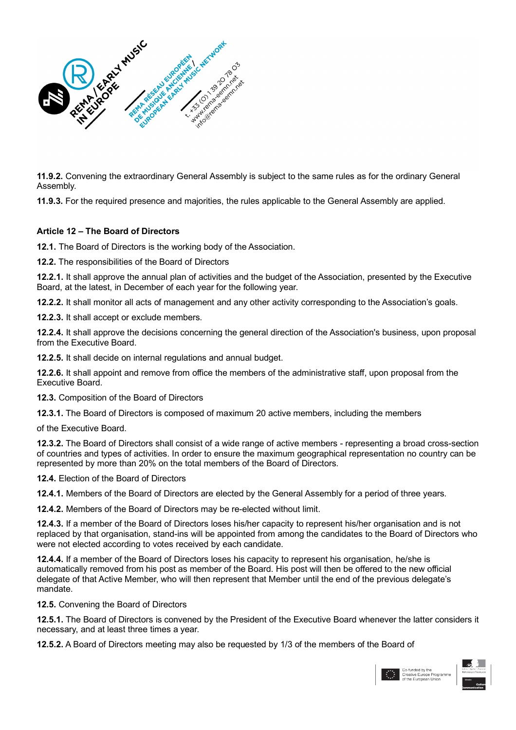**11.9.2.** Convening the extraordinary General Assembly is subject to the same rules as for the ordinary General Assembly.

**11.9.3.** For the required presence and majorities, the rules applicable to the General Assembly are applied.

## Article 12 – The Board of Directors

**12.1.** The Board of Directors is the working body of the Association.

**12.2.** The responsibilities of the Board of Directors

**12.2.1.** It shall approve the annual plan of activities and the budget of the Association, presented by the Executive Board, at the latest, in December of each year for the following year.

**12.2.2.** It shall monitor all acts of management and any other activity corresponding to the Association's goals.

**12.2.3.** It shall accept or exclude members.

**12.2.4.** It shall approve the decisions concerning the general direction of the Association's business, upon proposal from the Executive Board.

**12.2.5.** It shall decide on internal regulations and annual budget.

**12.2.6.** It shall appoint and remove from office the members of the administrative staff, upon proposal from the Executive Board.

**12.3.** Composition of the Board of Directors

**12.3.1.** The Board of Directors is composed of maximum 20 active members, including the members

of the Executive Board.

**12.3.2.** The Board of Directors shall consist of a wide range of active members - representing a broad cross-section of countries and types of activities. In order to ensure the maximum geographical representation no country can be represented by more than 20% on the total members of the Board of Directors.

**12.4.** Election of the Board of Directors

**12.4.1.** Members of the Board of Directors are elected by the General Assembly for a period of three years.

**12.4.2.** Members of the Board of Directors may be re-elected without limit.

**12.4.3.** If a member of the Board of Directors loses his/her capacity to represent his/her organisation and is not replaced by that organisation, stand-ins will be appointed from among the candidates to the Board of Directors who were not elected according to votes received by each candidate.

**12.4.4.** If a member of the Board of Directors loses his capacity to represent his organisation, he/she is automatically removed from his post as member of the Board. His post will then be offered to the new official delegate of that Active Member, who will then represent that Member until the end of the previous delegate's mandate.

**12.5.** Convening the Board of Directors

**12.5.1.** The Board of Directors is convened by the President of the Executive Board whenever the latter considers it necessary, and at least three times a year.

**12.5.2.** A Board of Directors meeting may also be requested by 1/3 of the members of the Board of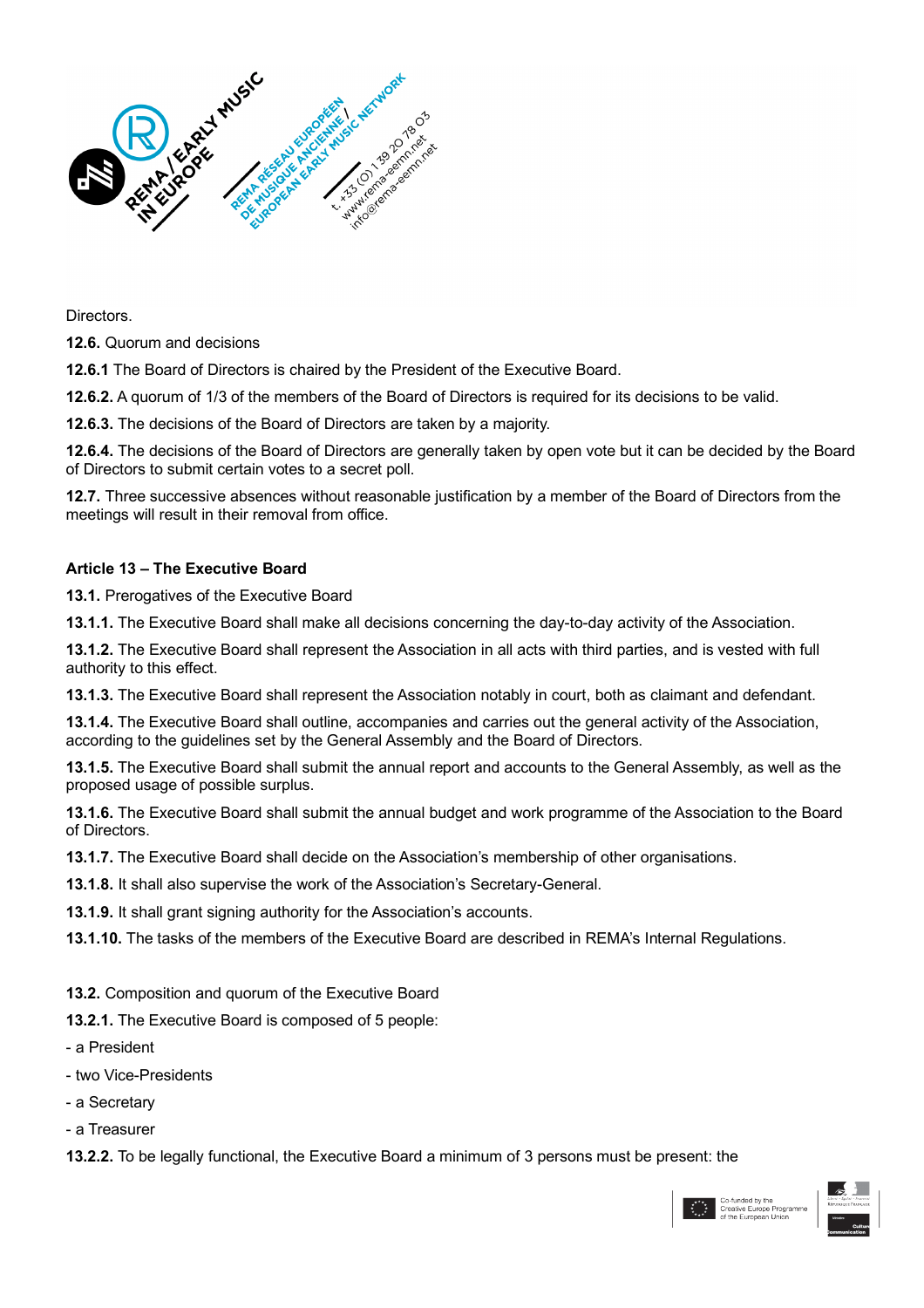Directors.

**12.6.** Quorum and decisions

**12.6.1** The Board of Directors is chaired by the President of the Executive Board.

**12.6.2.** A quorum of 1/3 of the members of the Board of Directors is required for its decisions to be valid.

**12.6.3.** The decisions of the Board of Directors are taken by a majority.

**12.6.4.** The decisions of the Board of Directors are generally taken by open vote but it can be decided by the Board of Directors to submit certain votes to a secret poll.

**12.7.** Three successive absences without reasonable justification by a member of the Board of Directors from the meetings will result in their removal from office.

### Article 13 – The Executive Board

**13.1.** Prerogatives of the Executive Board

**13.1.1.** The Executive Board shall make all decisions concerning the day-to-day activity of the Association.

**13.1.2.** The Executive Board shall represent the Association in all acts with third parties, and is vested with full authority to this effect.

**13.1.3.** The Executive Board shall represent the Association notably in court, both as claimant and defendant.

**13.1.4.** The Executive Board shall outline, accompanies and carries out the general activity of the Association, according to the guidelines set by the General Assembly and the Board of Directors.

**13.1.5.** The Executive Board shall submit the annual report and accounts to the General Assembly, as well as the proposed usage of possible surplus.

**13.1.6.** The Executive Board shall submit the annual budget and work programme of the Association to the Board of Directors.

**13.1.7.** The Executive Board shall decide on the Association's membership of other organisations.

**13.1.8.** It shall also supervise the work of the Association's Secretary-General.

**13.1.9.** It shall grant signing authority for the Association's accounts.

**13.1.10.** The tasks of the members of the Executive Board are described in REMA's Internal Regulations.

**13.2.** Composition and quorum of the Executive Board

**13.2.1.** The Executive Board is composed of 5 people:

- a President
- two Vice-Presidents
- a Secretary
- a Treasurer

**13.2.2.** To be legally functional, the Executive Board a minimum of 3 persons must be present: the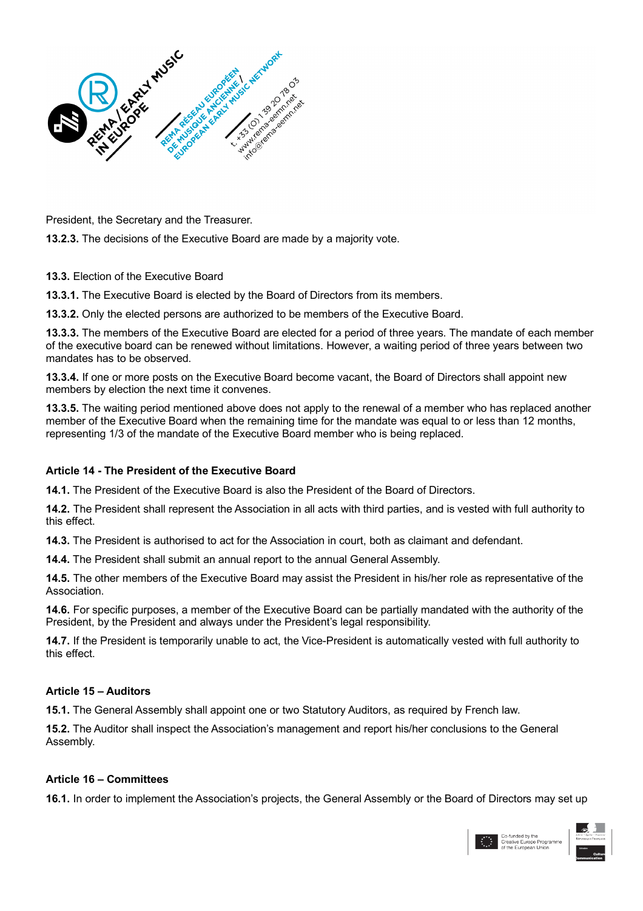President, the Secretary and the Treasurer.

**13.2.3.** The decisions of the Executive Board are made by a majority vote.

**13.3.** Election of the Executive Board

**13.3.1.** The Executive Board is elected by the Board of Directors from its members.

**13.3.2.** Only the elected persons are authorized to be members of the Executive Board.

**13.3.3.** The members of the Executive Board are elected for a period of three years. The mandate of each member of the executive board can be renewed without limitations. However, a waiting period of three years between two mandates has to be observed.

**13.3.4.** If one or more posts on the Executive Board become vacant, the Board of Directors shall appoint new members by election the next time it convenes.

**13.3.5.** The waiting period mentioned above does not apply to the renewal of a member who has replaced another member of the Executive Board when the remaining time for the mandate was equal to or less than 12 months, representing 1/3 of the mandate of the Executive Board member who is being replaced.

**Article 14 - The President of the Executive Board**

**14.1.** The President of the Executive Board is also the President of the Board of Directors.

**14.2.** The President shall represent the Association in all acts with third parties, and is vested with full authority to this effect.

**14.3.** The President is authorised to act for the Association in court, both as claimant and defendant.

**14.4.** The President shall submit an annual report to the annual General Assembly.

**14.5.** The other members of the Executive Board may assist the President in his/her role as representative of the Association.

**14.6.** For specific purposes, a member of the Executive Board can be partially mandated with the authority of the President, by the President and always under the President's legal responsibility.

**14.7.** If the President is temporarily unable to act, the Vice-President is automatically vested with full authority to this effect.

**Article 15 – Auditors**

**15.1.** The General Assembly shall appoint one or two Statutory Auditors, as required by French law.

**15.2.** The Auditor shall inspect the Association's management and report his/her conclusions to the General Assembly.

**Article 16 – Committees**

**16.1.** In order to implement the Association's projects, the General Assembly or the Board of Directors may set up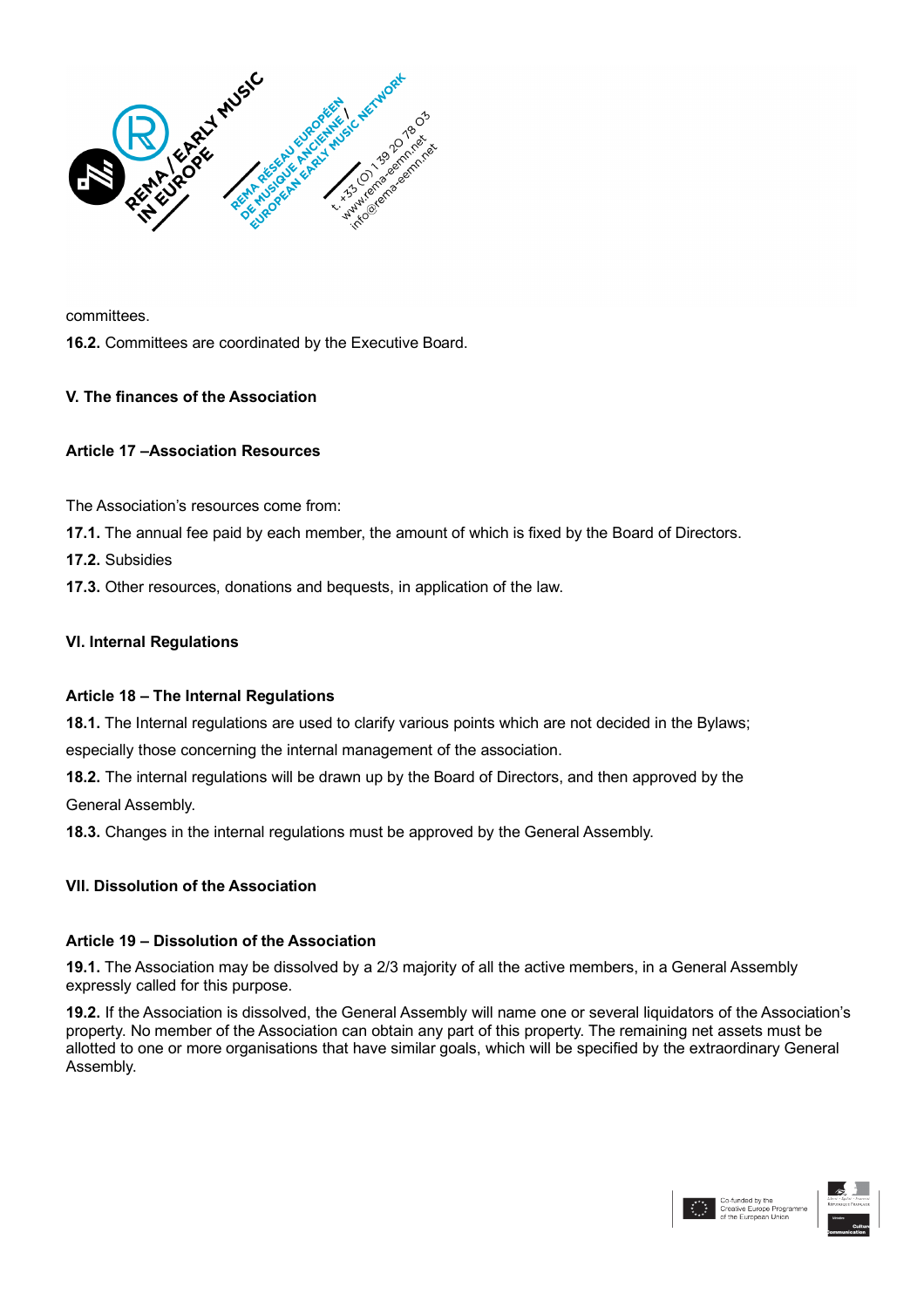committees.

**16.2.** Committees are coordinated by the Executive Board.

**V. The finances of the Association**

**Article 17 –Association Resources**

The Association's resources come from:

**17.1.** The annual fee paid by each member, the amount of which is fixed by the Board of Directors.

**17.2.** Subsidies

**17.3.** Other resources, donations and bequests, in application of the law.

**VI. Internal Regulations**

**Article 18 – The Internal Regulations**

**18.1.** The Internal regulations are used to clarify various points which are not decided in the Bylaws; especially those concerning the internal management of the association.

**18.2.** The internal regulations will be drawn up by the Board of Directors, and then approved by the General Assembly.

**18.3.** Changes in the internal regulations must be approved by the General Assembly.

**VII. Dissolution of the Association**

**Article 19 – Dissolution of the Association**

**19.1.** The Association may be dissolved by a 2/3 majority of all the active members, in a General Assembly expressly called for this purpose.

**19.2.** If the Association is dissolved, the General Assembly will name one or several liquidators of the Association's property. No member of the Association can obtain any part of this property. The remaining net assets must be allotted to one or more organisations that have similar goals, which will be specified by the extraordinary General Assembly.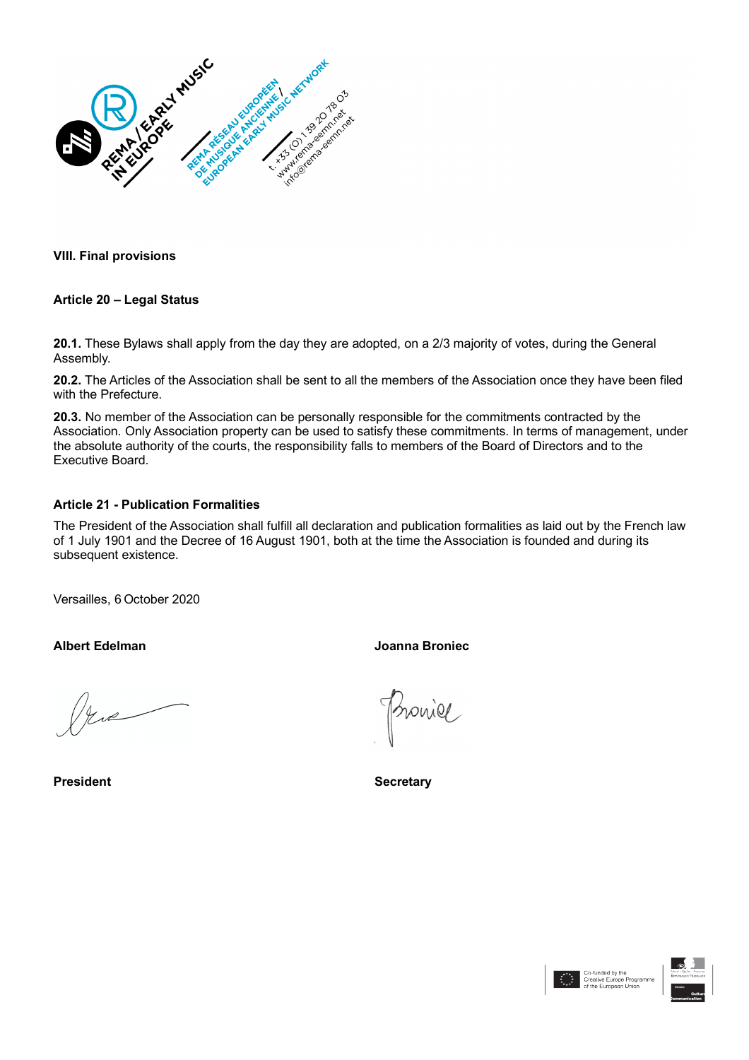## VIII. Final provisions

### Article 20 – Legal Status

**20.1.** These Bylaws shall apply from the day they are adopted, on a 2/3 majority of votes, during the General Assembly.

**20.2.** The Articles of the Association shall be sent to all the members of the Association once they have been filed with the Prefecture.

**20.3.** No member of the Association can be personally responsible for the commitments contracted by the Association. Only Association property can be used to satisfy these commitments. In terms of management, under the absolute authority of the courts, the responsibility falls to members of the Board of Directors and to the Executive Board.

### Article 21 - Publication Formalities

The President of the Association shall fulfill all declaration and publication formalities as laid out by the French law of 1 July 1901 and the Decree of 16 August 1901, both at the time the Association is founded and during its subsequent existence.

Versailles, 6 October 2020

| | |
|---|---|
| **Albert Edelman** | **Joanna Broniec** |
| **President** | **Secretary** |